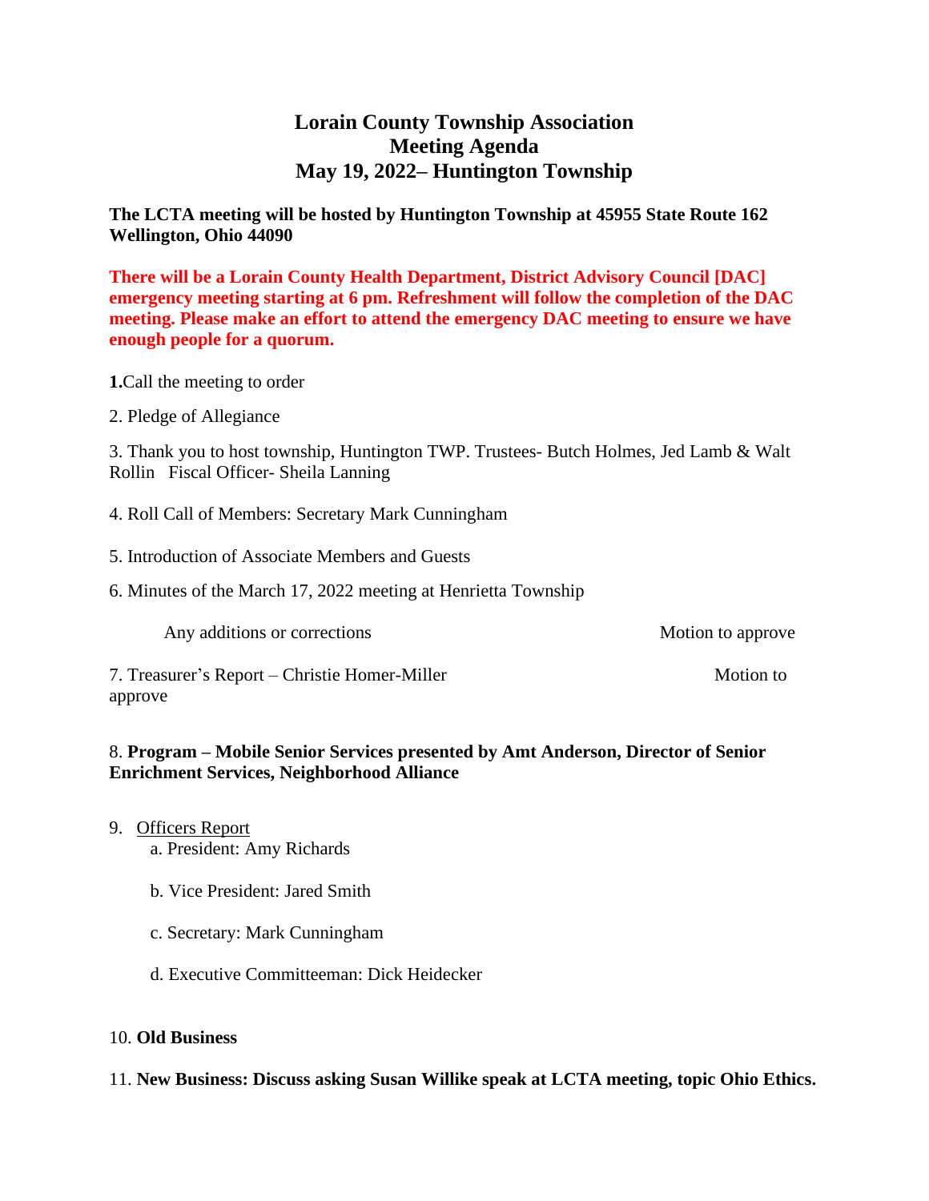# Lorain County Township Association
# Meeting Agenda
# May 19, 2022– Huntington Township

**The LCTA meeting will be hosted by Huntington Township at 45955 State Route 162 Wellington, Ohio 44090**

**There will be a Lorain County Health Department, District Advisory Council [DAC] emergency meeting starting at 6 pm. Refreshment will follow the completion of the DAC meeting. Please make an effort to attend the emergency DAC meeting to ensure we have enough people for a quorum.**

**1.**Call the meeting to order

2. Pledge of Allegiance

3. Thank you to host township, Huntington TWP. Trustees- Butch Holmes, Jed Lamb & Walt Rollin   Fiscal Officer- Sheila Lanning

4. Roll Call of Members: Secretary Mark Cunningham

5. Introduction of Associate Members and Guests

6. Minutes of the March 17, 2022 meeting at Henrietta Township

Any additions or corrections                                        Motion to approve

7. Treasurer's Report – Christie Homer-Miller                                        Motion to approve

8. **Program – Mobile Senior Services presented by Amt Anderson, Director of Senior Enrichment Services, Neighborhood Alliance**

9. Officers Report
   a. President: Amy Richards

   b. Vice President: Jared Smith

   c. Secretary: Mark Cunningham

   d. Executive Committeeman: Dick Heidecker

10. **Old Business**

11. **New Business: Discuss asking Susan Willike speak at LCTA meeting, topic Ohio Ethics.**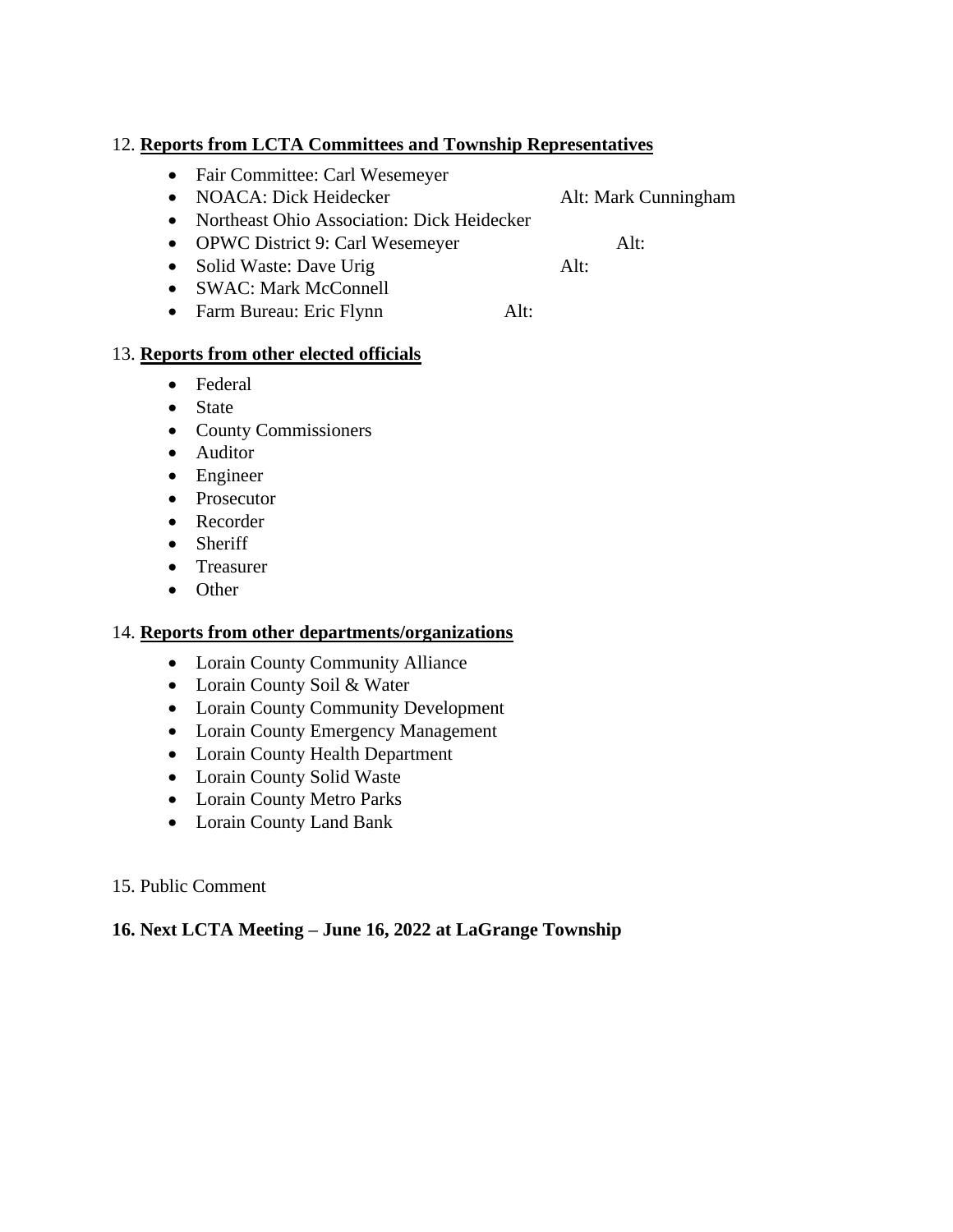12. **Reports from LCTA Committees and Township Representatives**

- Fair Committee: Carl Wesemeyer
- NOACA: Dick Heidecker Alt: Mark Cunningham
- Northeast Ohio Association: Dick Heidecker
- OPWC District 9: Carl Wesemeyer Alt:
- Solid Waste: Dave Urig Alt:
- SWAC: Mark McConnell
- Farm Bureau: Eric Flynn Alt:

13. **Reports from other elected officials**

- Federal
- State
- County Commissioners
- Auditor
- Engineer
- Prosecutor
- Recorder
- Sheriff
- Treasurer
- Other

14. **Reports from other departments/organizations**

- Lorain County Community Alliance
- Lorain County Soil & Water
- Lorain County Community Development
- Lorain County Emergency Management
- Lorain County Health Department
- Lorain County Solid Waste
- Lorain County Metro Parks
- Lorain County Land Bank

15. Public Comment

**16. Next LCTA Meeting – June 16, 2022 at LaGrange Township**